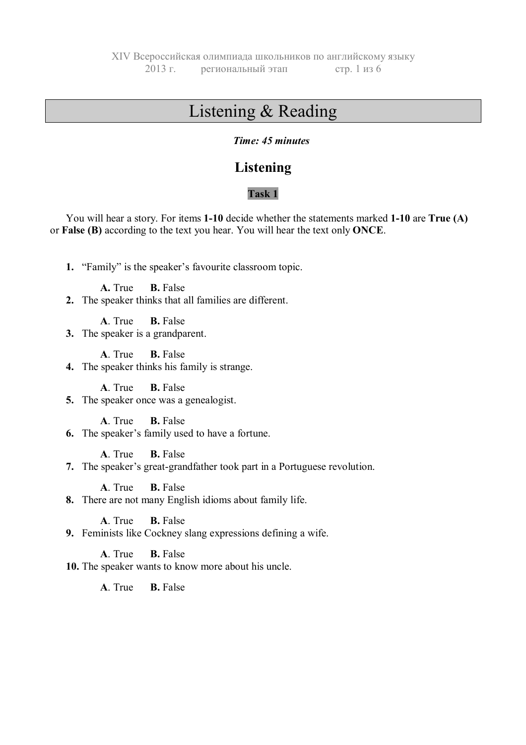# Listening & Reading

***Time: 45 minutes***

## Listening

### Task 1

You will hear a story. For items **1-10** decide whether the statements marked **1-10** are **True (A)** or **False (B)** according to the text you hear. You will hear the text only **ONCE**.

**1.** "Family" is the speaker's favourite classroom topic.

**A.** True **B.** False

**2.** The speaker thinks that all families are different.

**A**. True **B.** False

**3.** The speaker is a grandparent.

**A**. True **B.** False

**4.** The speaker thinks his family is strange.

**A**. True **B.** False

**5.** The speaker once was a genealogist.

**A**. True **B.** False

**6.** The speaker's family used to have a fortune.

**A**. True **B.** False

**7.** The speaker's great-grandfather took part in a Portuguese revolution.

**A**. True **B.** False

**8.** There are not many English idioms about family life.

**A**. True **B.** False

**9.** Feminists like Cockney slang expressions defining a wife.

**A**. True **B.** False

**10.** The speaker wants to know more about his uncle.

**A**. True **B.** False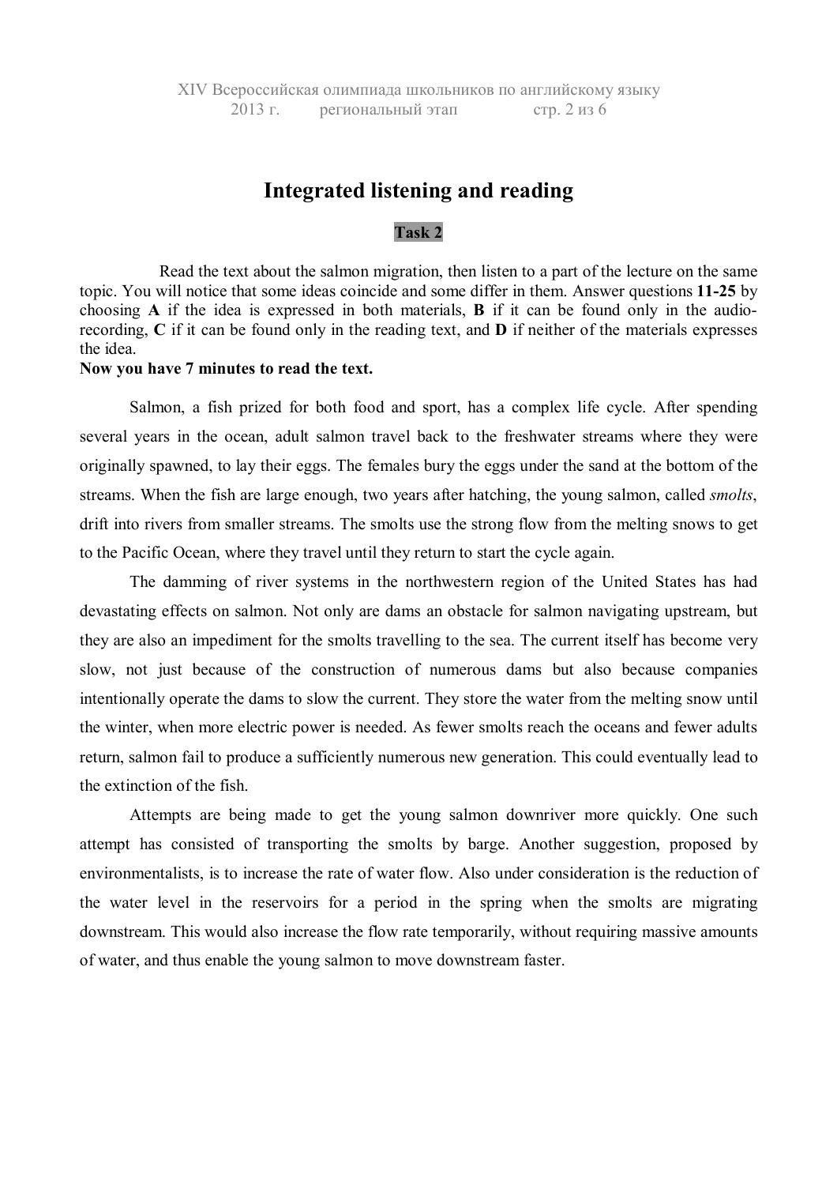# Integrated listening and reading

## Task 2

Read the text about the salmon migration, then listen to a part of the lecture on the same topic. You will notice that some ideas coincide and some differ in them. Answer questions **11-25** by choosing **A** if the idea is expressed in both materials, **B** if it can be found only in the audio-recording, **C** if it can be found only in the reading text, and **D** if neither of the materials expresses the idea.

**Now you have 7 minutes to read the text.**

Salmon, a fish prized for both food and sport, has a complex life cycle. After spending several years in the ocean, adult salmon travel back to the freshwater streams where they were originally spawned, to lay their eggs. The females bury the eggs under the sand at the bottom of the streams. When the fish are large enough, two years after hatching, the young salmon, called *smolts*, drift into rivers from smaller streams. The smolts use the strong flow from the melting snows to get to the Pacific Ocean, where they travel until they return to start the cycle again.

The damming of river systems in the northwestern region of the United States has had devastating effects on salmon. Not only are dams an obstacle for salmon navigating upstream, but they are also an impediment for the smolts travelling to the sea. The current itself has become very slow, not just because of the construction of numerous dams but also because companies intentionally operate the dams to slow the current. They store the water from the melting snow until the winter, when more electric power is needed. As fewer smolts reach the oceans and fewer adults return, salmon fail to produce a sufficiently numerous new generation. This could eventually lead to the extinction of the fish.

Attempts are being made to get the young salmon downriver more quickly. One such attempt has consisted of transporting the smolts by barge. Another suggestion, proposed by environmentalists, is to increase the rate of water flow. Also under consideration is the reduction of the water level in the reservoirs for a period in the spring when the smolts are migrating downstream. This would also increase the flow rate temporarily, without requiring massive amounts of water, and thus enable the young salmon to move downstream faster.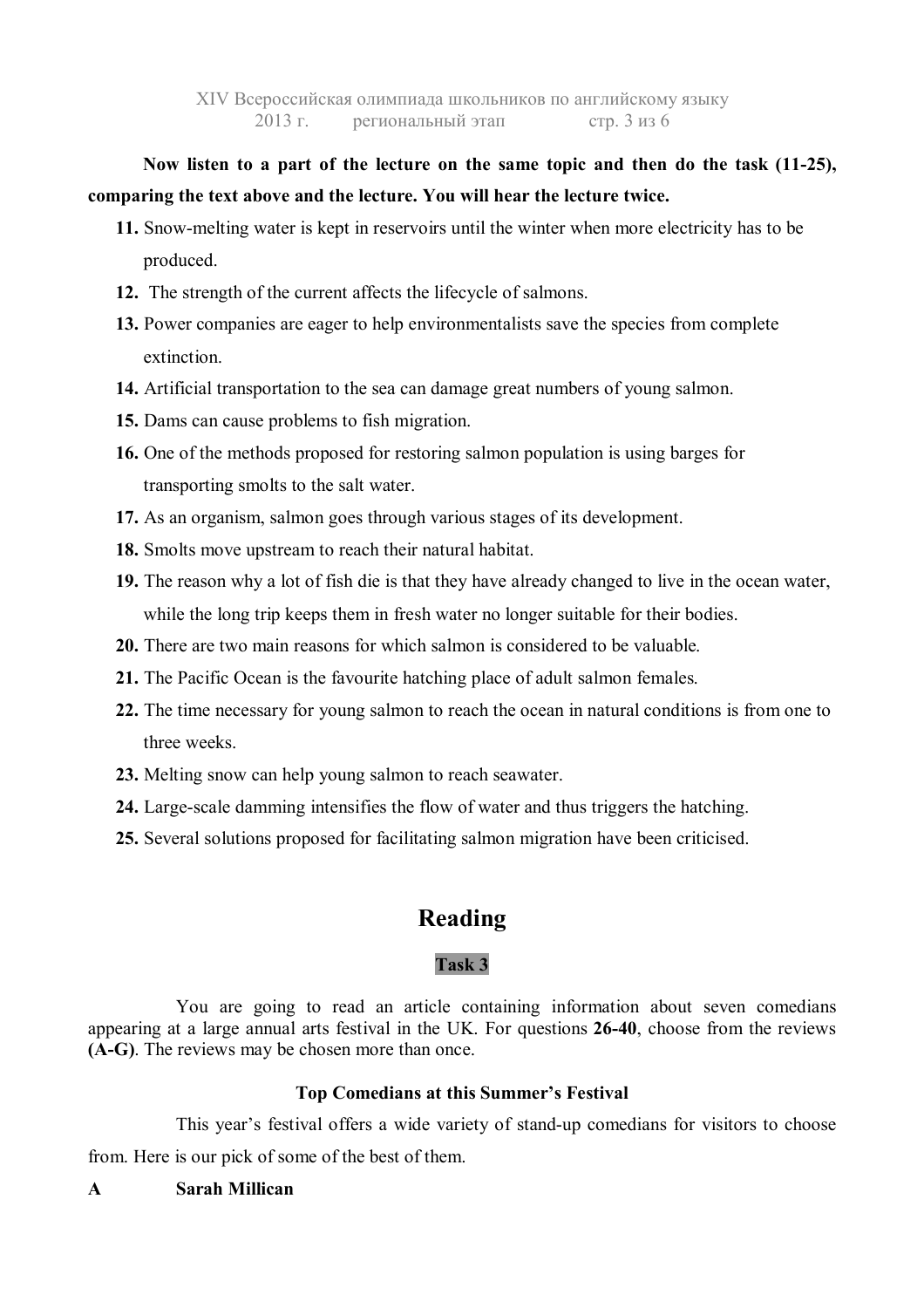**Now listen to a part of the lecture on the same topic and then do the task (11-25), comparing the text above and the lecture. You will hear the lecture twice.**

11. Snow-melting water is kept in reservoirs until the winter when more electricity has to be produced.
12. The strength of the current affects the lifecycle of salmons.
13. Power companies are eager to help environmentalists save the species from complete extinction.
14. Artificial transportation to the sea can damage great numbers of young salmon.
15. Dams can cause problems to fish migration.
16. One of the methods proposed for restoring salmon population is using barges for transporting smolts to the salt water.
17. As an organism, salmon goes through various stages of its development.
18. Smolts move upstream to reach their natural habitat.
19. The reason why a lot of fish die is that they have already changed to live in the ocean water, while the long trip keeps them in fresh water no longer suitable for their bodies.
20. There are two main reasons for which salmon is considered to be valuable.
21. The Pacific Ocean is the favourite hatching place of adult salmon females.
22. The time necessary for young salmon to reach the ocean in natural conditions is from one to three weeks.
23. Melting snow can help young salmon to reach seawater.
24. Large-scale damming intensifies the flow of water and thus triggers the hatching.
25. Several solutions proposed for facilitating salmon migration have been criticised.

# Reading

## Task 3

You are going to read an article containing information about seven comedians appearing at a large annual arts festival in the UK. For questions **26-40**, choose from the reviews **(A-G)**. The reviews may be chosen more than once.

**Top Comedians at this Summer's Festival**

This year's festival offers a wide variety of stand-up comedians for visitors to choose from. Here is our pick of some of the best of them.

**A Sarah Millican**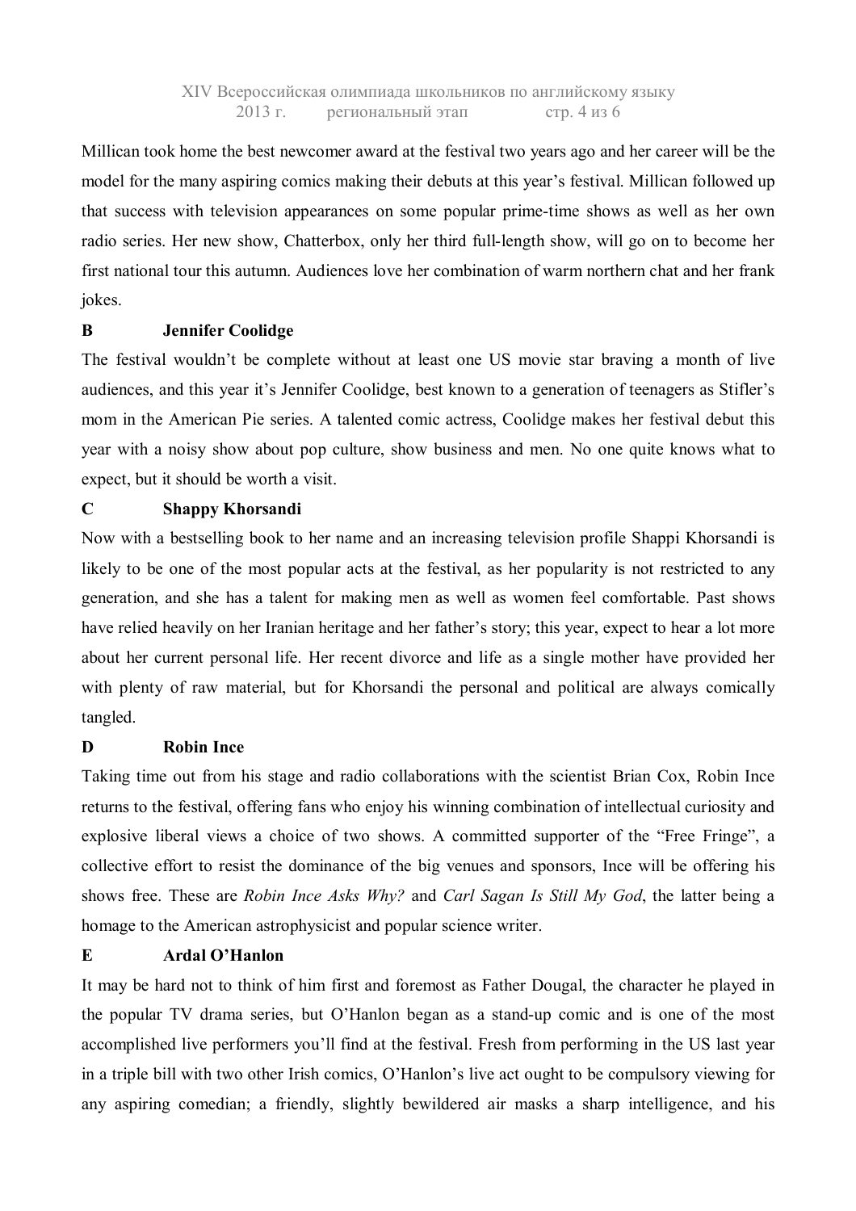Millican took home the best newcomer award at the festival two years ago and her career will be the model for the many aspiring comics making their debuts at this year's festival. Millican followed up that success with television appearances on some popular prime-time shows as well as her own radio series. Her new show, Chatterbox, only her third full-length show, will go on to become her first national tour this autumn. Audiences love her combination of warm northern chat and her frank jokes.

**B Jennifer Coolidge**

The festival wouldn't be complete without at least one US movie star braving a month of live audiences, and this year it's Jennifer Coolidge, best known to a generation of teenagers as Stifler's mom in the American Pie series. A talented comic actress, Coolidge makes her festival debut this year with a noisy show about pop culture, show business and men. No one quite knows what to expect, but it should be worth a visit.

**C Shappy Khorsandi**

Now with a bestselling book to her name and an increasing television profile Shappi Khorsandi is likely to be one of the most popular acts at the festival, as her popularity is not restricted to any generation, and she has a talent for making men as well as women feel comfortable. Past shows have relied heavily on her Iranian heritage and her father's story; this year, expect to hear a lot more about her current personal life. Her recent divorce and life as a single mother have provided her with plenty of raw material, but for Khorsandi the personal and political are always comically tangled.

**D Robin Ince**

Taking time out from his stage and radio collaborations with the scientist Brian Cox, Robin Ince returns to the festival, offering fans who enjoy his winning combination of intellectual curiosity and explosive liberal views a choice of two shows. A committed supporter of the "Free Fringe", a collective effort to resist the dominance of the big venues and sponsors, Ince will be offering his shows free. These are *Robin Ince Asks Why?* and *Carl Sagan Is Still My God*, the latter being a homage to the American astrophysicist and popular science writer.

**E Ardal O'Hanlon**

It may be hard not to think of him first and foremost as Father Dougal, the character he played in the popular TV drama series, but O'Hanlon began as a stand-up comic and is one of the most accomplished live performers you'll find at the festival. Fresh from performing in the US last year in a triple bill with two other Irish comics, O'Hanlon's live act ought to be compulsory viewing for any aspiring comedian; a friendly, slightly bewildered air masks a sharp intelligence, and his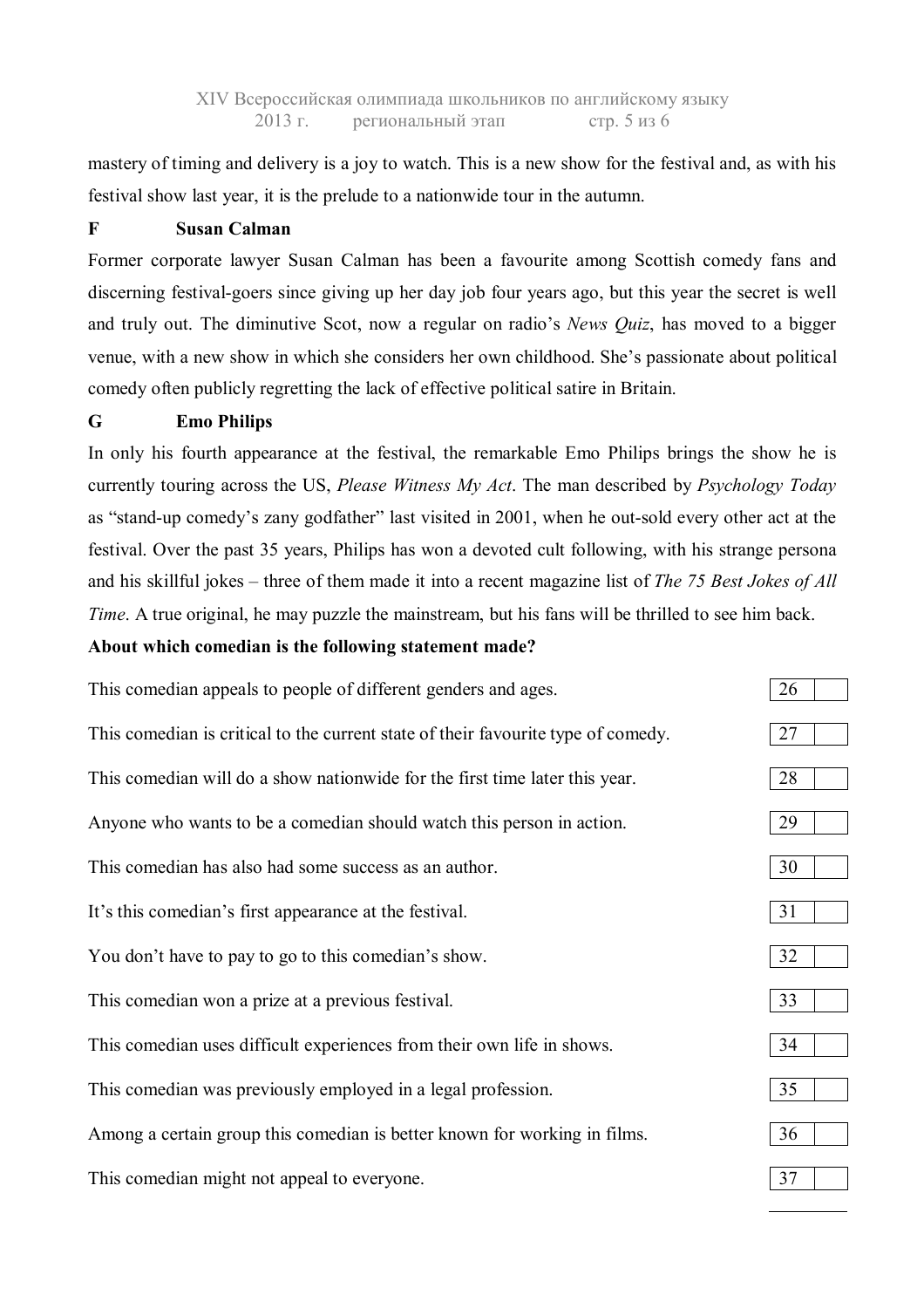mastery of timing and delivery is a joy to watch. This is a new show for the festival and, as with his festival show last year, it is the prelude to a nationwide tour in the autumn.

**F Susan Calman**

Former corporate lawyer Susan Calman has been a favourite among Scottish comedy fans and discerning festival-goers since giving up her day job four years ago, but this year the secret is well and truly out. The diminutive Scot, now a regular on radio's *News Quiz*, has moved to a bigger venue, with a new show in which she considers her own childhood. She's passionate about political comedy often publicly regretting the lack of effective political satire in Britain.

**G Emo Philips**

In only his fourth appearance at the festival, the remarkable Emo Philips brings the show he is currently touring across the US, *Please Witness My Act*. The man described by *Psychology Today* as "stand-up comedy's zany godfather" last visited in 2001, when he out-sold every other act at the festival. Over the past 35 years, Philips has won a devoted cult following, with his strange persona and his skillful jokes – three of them made it into a recent magazine list of *The 75 Best Jokes of All Time*. A true original, he may puzzle the mainstream, but his fans will be thrilled to see him back.

**About which comedian is the following statement made?**

| Statement | No. | Answer |
|---|---|---|
| This comedian appeals to people of different genders and ages. | 26 | |
| This comedian is critical to the current state of their favourite type of comedy. | 27 | |
| This comedian will do a show nationwide for the first time later this year. | 28 | |
| Anyone who wants to be a comedian should watch this person in action. | 29 | |
| This comedian has also had some success as an author. | 30 | |
| It's this comedian's first appearance at the festival. | 31 | |
| You don't have to pay to go to this comedian's show. | 32 | |
| This comedian won a prize at a previous festival. | 33 | |
| This comedian uses difficult experiences from their own life in shows. | 34 | |
| This comedian was previously employed in a legal profession. | 35 | |
| Among a certain group this comedian is better known for working in films. | 36 | |
| This comedian might not appeal to everyone. | 37 | |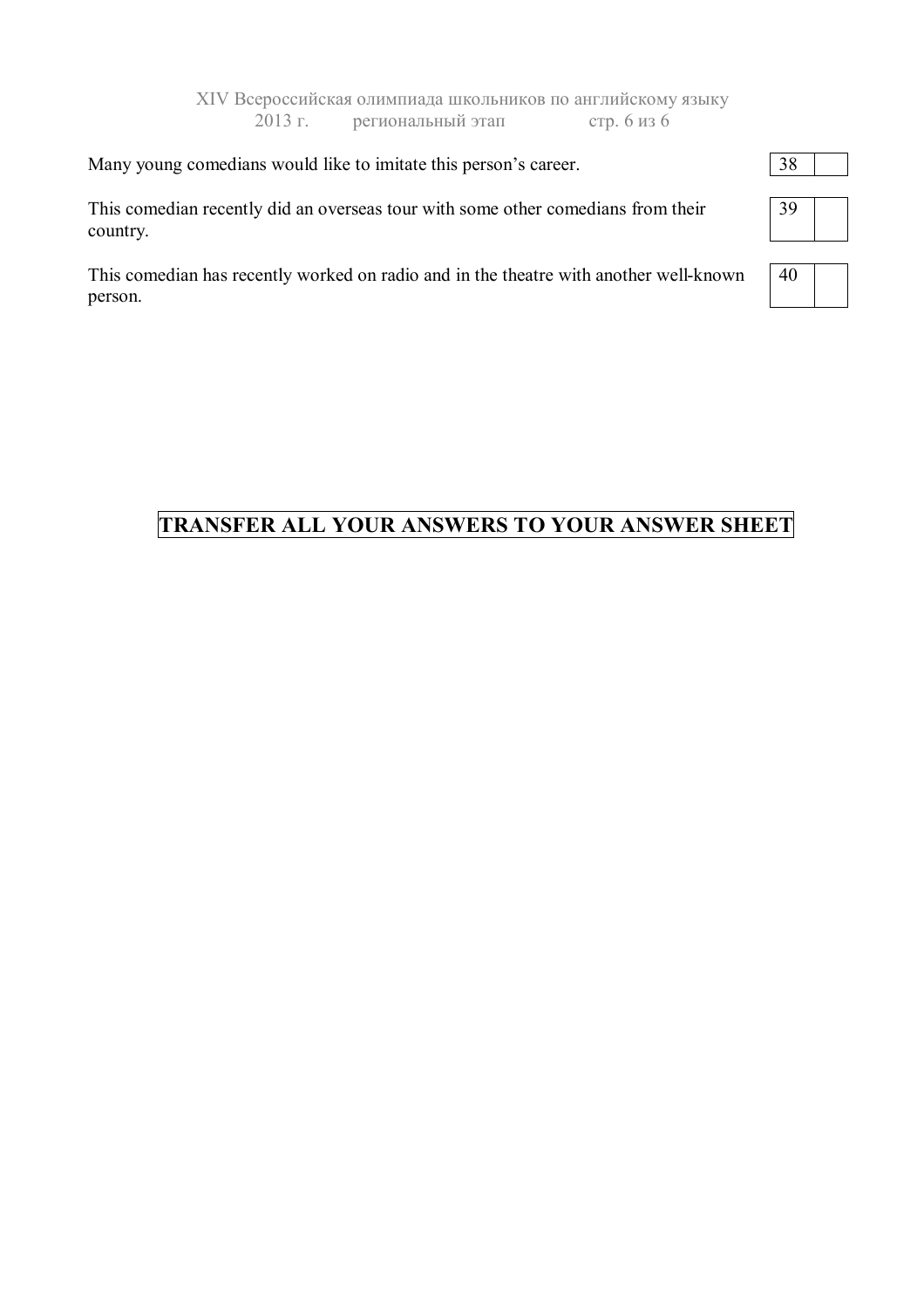| | | |
|---|---|---|
| Many young comedians would like to imitate this person's career. | 38 | |
| This comedian recently did an overseas tour with some other comedians from their country. | 39 | |
| This comedian has recently worked on radio and in the theatre with another well-known person. | 40 | |

**TRANSFER ALL YOUR ANSWERS TO YOUR ANSWER SHEET**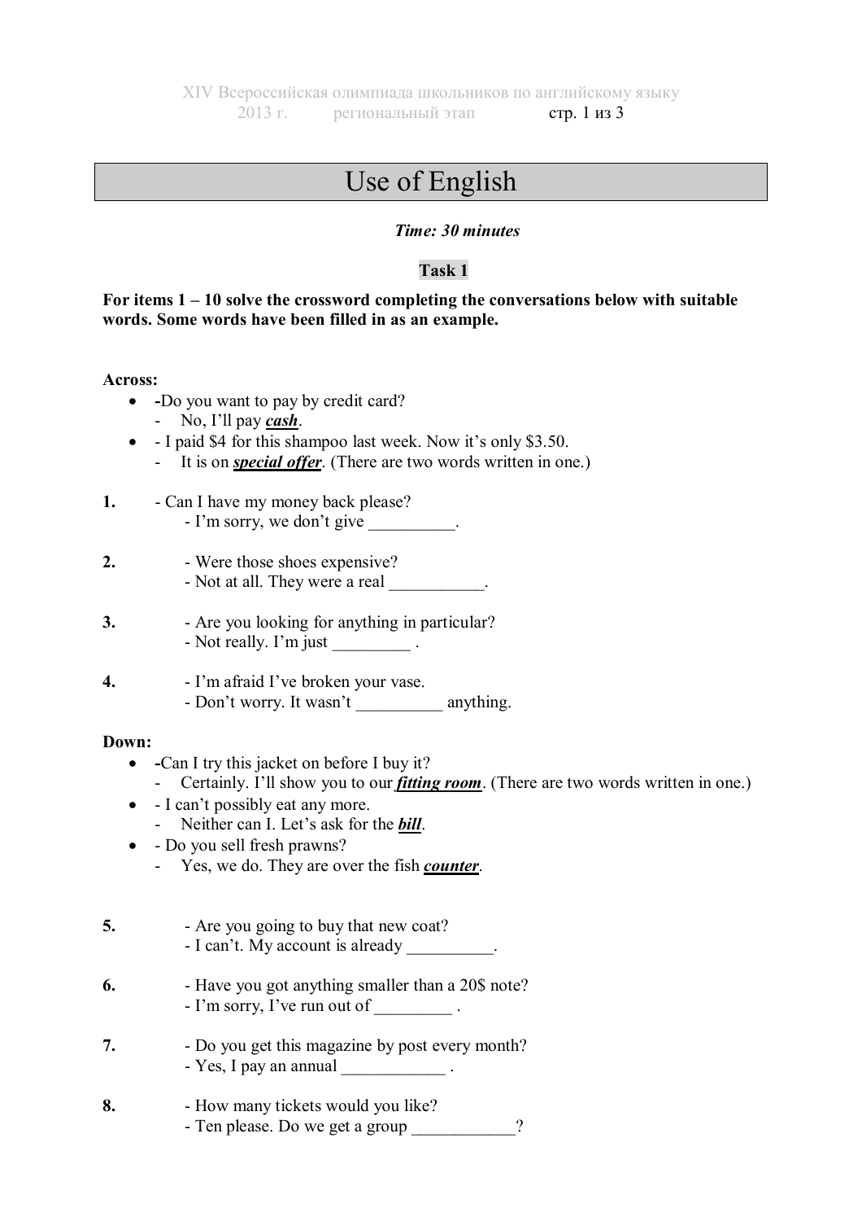# Use of English

*Time: 30 minutes*

**Task 1**

**For items 1 – 10 solve the crossword completing the conversations below with suitable words. Some words have been filled in as an example.**

**Across:**

- **-**Do you want to pay by credit card?
  - No, I'll pay ***cash***.
- - I paid $4 for this shampoo last week. Now it's only $3.50.
  - It is on ***special offer***. (There are two words written in one.)

**1.** - Can I have my money back please?
- I'm sorry, we don't give __________.

**2.** - Were those shoes expensive?
- Not at all. They were a real ___________.

**3.** - Are you looking for anything in particular?
- Not really. I'm just _________ .

**4.** - I'm afraid I've broken your vase.
- Don't worry. It wasn't __________ anything.

**Down:**

- **-**Can I try this jacket on before I buy it?
  - Certainly. I'll show you to our ***fitting room***. (There are two words written in one.)
- - I can't possibly eat any more.
  - Neither can I. Let's ask for the ***bill***.
- - Do you sell fresh prawns?
  - Yes, we do. They are over the fish ***counter***.

**5.** - Are you going to buy that new coat?
- I can't. My account is already __________.

**6.** - Have you got anything smaller than a 20$ note?
- I'm sorry, I've run out of _________ .

**7.** - Do you get this magazine by post every month?
- Yes, I pay an annual ____________ .

**8.** - How many tickets would you like?
- Ten please. Do we get a group ____________?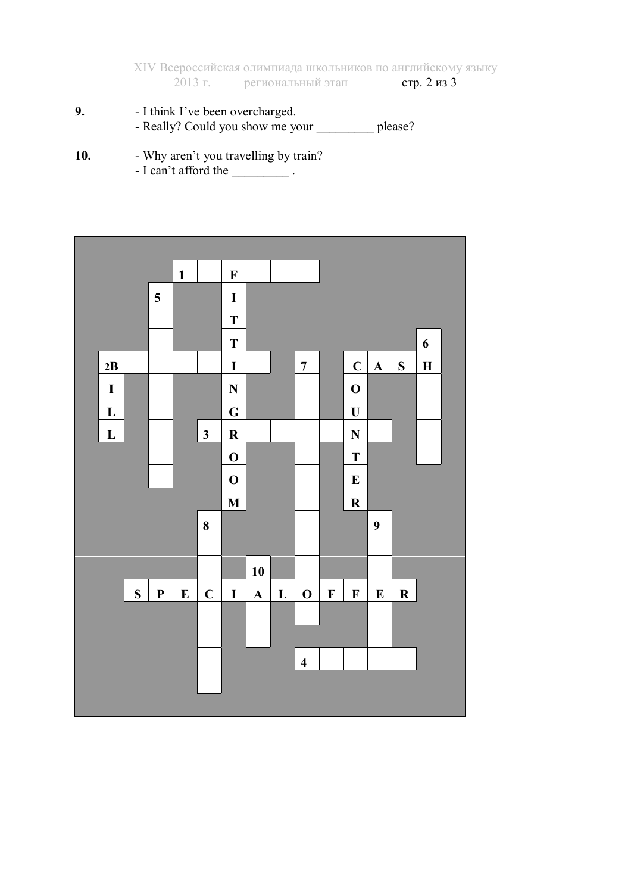**9.** - I think I've been overcharged.
- Really? Could you show me your _________ please?

**10.** - Why aren't you travelling by train?
- I can't afford the _________ .

| | | | | | | | | | | | | | |
|---|---|---|---|---|---|---|---|---|---|---|---|---|---|
| | | | 1 | | F | | | | | | | | |
| | | 5 | | | I | | | | | | | | |
| | | | | | T | | | | | | | | |
| | | | | | T | | | | | | | | 6 |
| 2B | | | | | I | | | 7 | | C | A | S | H |
| I | | | | | N | | | | | O | | | |
| L | | | | | G | | | | | U | | | |
| L | | | | 3 | R | | | | | N | | | |
| | | | | | O | | | | | T | | | |
| | | | | | O | | | | | E | | | |
| | | | | | M | | | | | R | | | |
| | | | | 8 | | | | | | | 9 | | |
| | | | | | | | | | | | | | |
| | | | | | | 10 | | | | | | | |
| | S | P | E | C | I | A | L | O | F | F | E | R | |
| | | | | | | | | | | | | | |
| | | | | | | | | | | | | | |
| | | | | | | | | 4 | | | | | |
| | | | | | | | | | | | | | |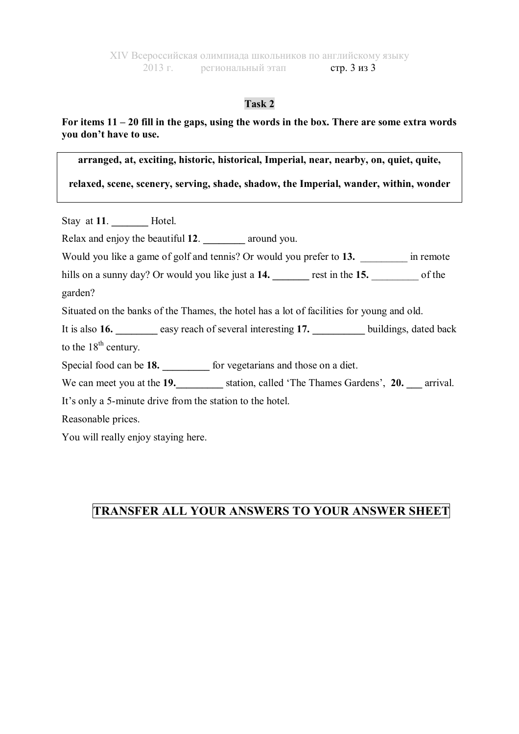### Task 2

**For items 11 – 20 fill in the gaps, using the words in the box. There are some extra words you don't have to use.**

| **arranged, at, exciting, historic, historical, Imperial, near, nearby, on, quiet, quite, relaxed, scene, scenery, serving, shade, shadow, the Imperial, wander, within, wonder** |
|---|

Stay at **11**. **_______** Hotel.

Relax and enjoy the beautiful **12**. **________** around you.

Would you like a game of golf and tennis? Or would you prefer to **13.** _________ in remote hills on a sunny day? Or would you like just a **14.** **_______** rest in the **15.** _________ of the garden?

Situated on the banks of the Thames, the hotel has a lot of facilities for young and old.

It is also **16.** **________** easy reach of several interesting **17.** **__________** buildings, dated back to the 18th century.

Special food can be **18.** **_________** for vegetarians and those on a diet.

We can meet you at the **19.**_________ station, called 'The Thames Gardens', **20.** **___** arrival.

It's only a 5-minute drive from the station to the hotel.

Reasonable prices.

You will really enjoy staying here.

**TRANSFER ALL YOUR ANSWERS TO YOUR ANSWER SHEET**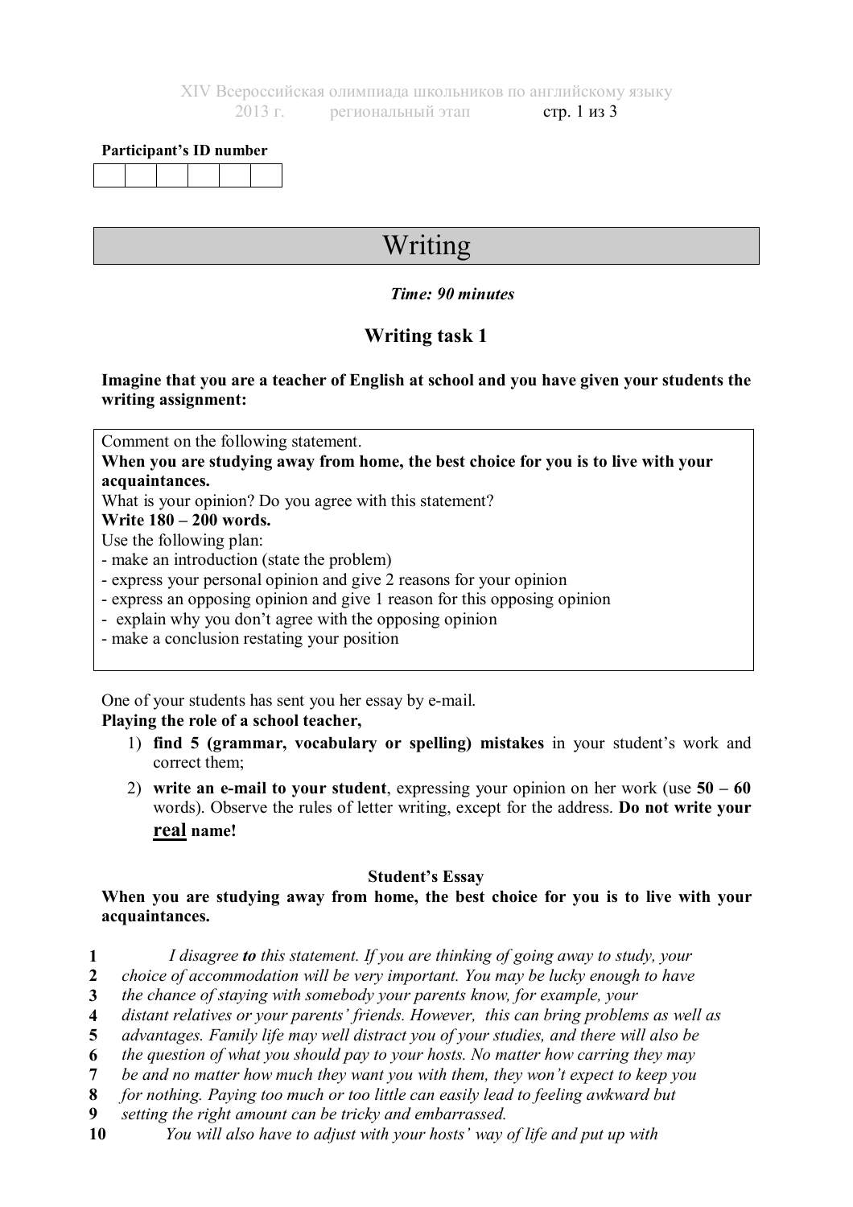**Participant's ID number**

| | | | | | |
|---|---|---|---|---|---|
| | | | | | |

# Writing

***Time: 90 minutes***

## Writing task 1

**Imagine that you are a teacher of English at school and you have given your students the writing assignment:**

> Comment on the following statement.
> **When you are studying away from home, the best choice for you is to live with your acquaintances.**
> What is your opinion? Do you agree with this statement?
> **Write 180 – 200 words.**
> Use the following plan:
> - make an introduction (state the problem)
> - express your personal opinion and give 2 reasons for your opinion
> - express an opposing opinion and give 1 reason for this opposing opinion
> - explain why you don't agree with the opposing opinion
> - make a conclusion restating your position

One of your students has sent you her essay by e-mail.
**Playing the role of a school teacher,**

1) **find 5 (grammar, vocabulary or spelling) mistakes** in your student's work and correct them;
2) **write an e-mail to your student**, expressing your opinion on her work (use **50 – 60** words). Observe the rules of letter writing, except for the address. **Do not write your real name!**

### Student's Essay

**When you are studying away from home, the best choice for you is to live with your acquaintances.**

**1** *I disagree* ***to*** *this statement. If you are thinking of going away to study, your*
**2** *choice of accommodation will be very important. You may be lucky enough to have*
**3** *the chance of staying with somebody your parents know, for example, your*
**4** *distant relatives or your parents' friends. However, this can bring problems as well as*
**5** *advantages. Family life may well distract you of your studies, and there will also be*
**6** *the question of what you should pay to your hosts. No matter how carring they may*
**7** *be and no matter how much they want you with them, they won't expect to keep you*
**8** *for nothing. Paying too much or too little can easily lead to feeling awkward but*
**9** *setting the right amount can be tricky and embarrassed.*
**10** *You will also have to adjust with your hosts' way of life and put up with*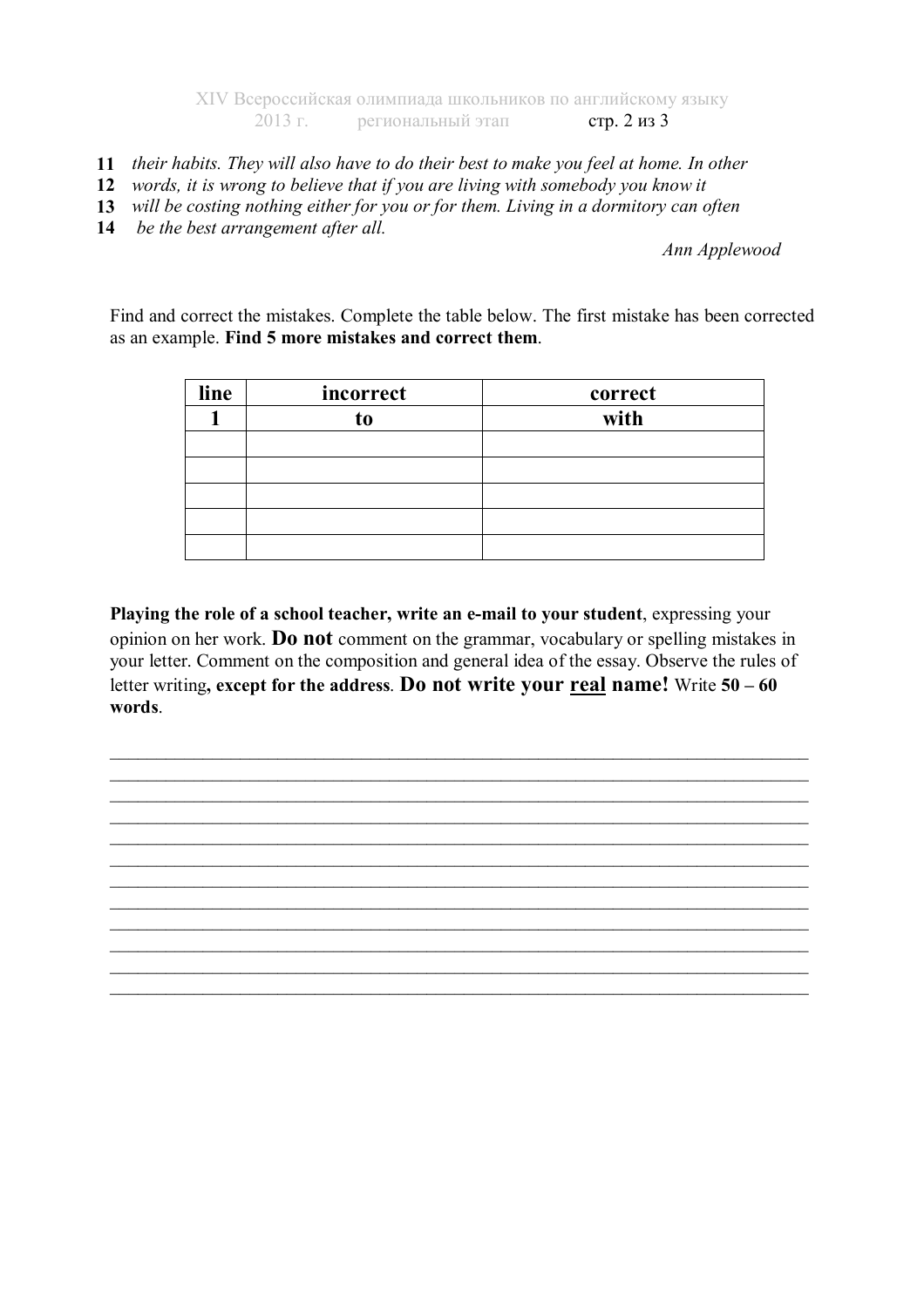11 *their habits. They will also have to do their best to make you feel at home. In other*
12 *words, it is wrong to believe that if you are living with somebody you know it*
13 *will be costing nothing either for you or for them. Living in a dormitory can often*
14 *be the best arrangement after all.*

*Ann Applewood*

Find and correct the mistakes. Complete the table below. The first mistake has been corrected as an example. **Find 5 more mistakes and correct them**.

| line | incorrect | correct |
|---|---|---|
| **1** | **to** | **with** |
| | | |
| | | |
| | | |
| | | |
| | | |

**Playing the role of a school teacher, write an e-mail to your student**, expressing your opinion on her work. **Do not** comment on the grammar, vocabulary or spelling mistakes in your letter. Comment on the composition and general idea of the essay. Observe the rules of letter writing**, except for the address**. **Do not write your <u>real</u> name!** Write **50 – 60 words**.

\_\_\_\_\_\_\_\_\_\_\_\_\_\_\_\_\_\_\_\_\_\_\_\_\_\_\_\_\_\_\_\_\_\_\_\_\_\_\_\_\_\_\_\_\_\_\_\_\_\_\_\_\_\_\_\_\_\_\_\_\_\_\_\_\_\_\_\_\_\_\_\_\_\_\_\_\_\_

\_\_\_\_\_\_\_\_\_\_\_\_\_\_\_\_\_\_\_\_\_\_\_\_\_\_\_\_\_\_\_\_\_\_\_\_\_\_\_\_\_\_\_\_\_\_\_\_\_\_\_\_\_\_\_\_\_\_\_\_\_\_\_\_\_\_\_\_\_\_\_\_\_\_\_\_\_\_

\_\_\_\_\_\_\_\_\_\_\_\_\_\_\_\_\_\_\_\_\_\_\_\_\_\_\_\_\_\_\_\_\_\_\_\_\_\_\_\_\_\_\_\_\_\_\_\_\_\_\_\_\_\_\_\_\_\_\_\_\_\_\_\_\_\_\_\_\_\_\_\_\_\_\_\_\_\_

\_\_\_\_\_\_\_\_\_\_\_\_\_\_\_\_\_\_\_\_\_\_\_\_\_\_\_\_\_\_\_\_\_\_\_\_\_\_\_\_\_\_\_\_\_\_\_\_\_\_\_\_\_\_\_\_\_\_\_\_\_\_\_\_\_\_\_\_\_\_\_\_\_\_\_\_\_\_

\_\_\_\_\_\_\_\_\_\_\_\_\_\_\_\_\_\_\_\_\_\_\_\_\_\_\_\_\_\_\_\_\_\_\_\_\_\_\_\_\_\_\_\_\_\_\_\_\_\_\_\_\_\_\_\_\_\_\_\_\_\_\_\_\_\_\_\_\_\_\_\_\_\_\_\_\_\_

\_\_\_\_\_\_\_\_\_\_\_\_\_\_\_\_\_\_\_\_\_\_\_\_\_\_\_\_\_\_\_\_\_\_\_\_\_\_\_\_\_\_\_\_\_\_\_\_\_\_\_\_\_\_\_\_\_\_\_\_\_\_\_\_\_\_\_\_\_\_\_\_\_\_\_\_\_\_

\_\_\_\_\_\_\_\_\_\_\_\_\_\_\_\_\_\_\_\_\_\_\_\_\_\_\_\_\_\_\_\_\_\_\_\_\_\_\_\_\_\_\_\_\_\_\_\_\_\_\_\_\_\_\_\_\_\_\_\_\_\_\_\_\_\_\_\_\_\_\_\_\_\_\_\_\_\_

\_\_\_\_\_\_\_\_\_\_\_\_\_\_\_\_\_\_\_\_\_\_\_\_\_\_\_\_\_\_\_\_\_\_\_\_\_\_\_\_\_\_\_\_\_\_\_\_\_\_\_\_\_\_\_\_\_\_\_\_\_\_\_\_\_\_\_\_\_\_\_\_\_\_\_\_\_\_

\_\_\_\_\_\_\_\_\_\_\_\_\_\_\_\_\_\_\_\_\_\_\_\_\_\_\_\_\_\_\_\_\_\_\_\_\_\_\_\_\_\_\_\_\_\_\_\_\_\_\_\_\_\_\_\_\_\_\_\_\_\_\_\_\_\_\_\_\_\_\_\_\_\_\_\_\_\_

\_\_\_\_\_\_\_\_\_\_\_\_\_\_\_\_\_\_\_\_\_\_\_\_\_\_\_\_\_\_\_\_\_\_\_\_\_\_\_\_\_\_\_\_\_\_\_\_\_\_\_\_\_\_\_\_\_\_\_\_\_\_\_\_\_\_\_\_\_\_\_\_\_\_\_\_\_\_

\_\_\_\_\_\_\_\_\_\_\_\_\_\_\_\_\_\_\_\_\_\_\_\_\_\_\_\_\_\_\_\_\_\_\_\_\_\_\_\_\_\_\_\_\_\_\_\_\_\_\_\_\_\_\_\_\_\_\_\_\_\_\_\_\_\_\_\_\_\_\_\_\_\_\_\_\_\_

\_\_\_\_\_\_\_\_\_\_\_\_\_\_\_\_\_\_\_\_\_\_\_\_\_\_\_\_\_\_\_\_\_\_\_\_\_\_\_\_\_\_\_\_\_\_\_\_\_\_\_\_\_\_\_\_\_\_\_\_\_\_\_\_\_\_\_\_\_\_\_\_\_\_\_\_\_\_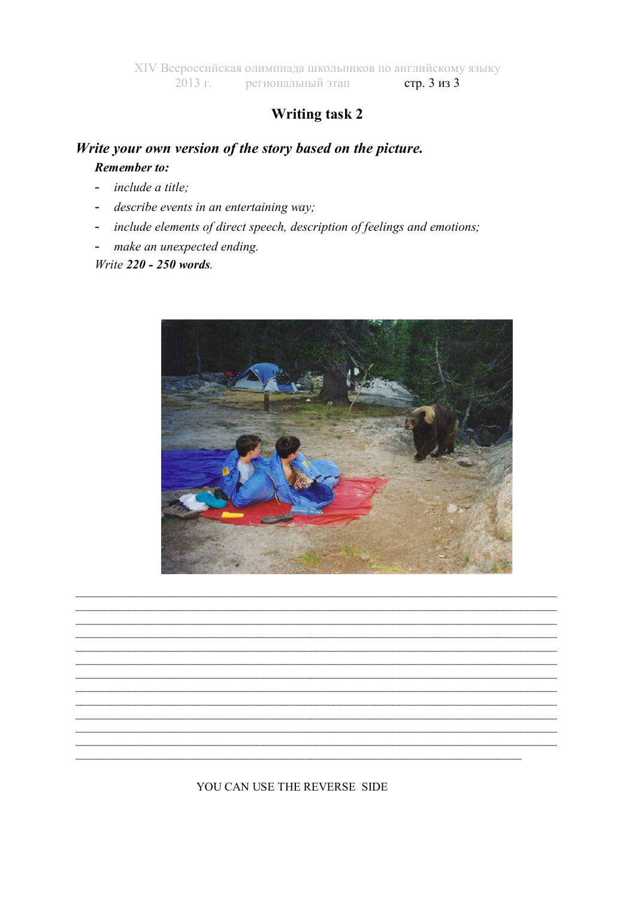## Writing task 2

***Write your own version of the story based on the picture.***

***Remember to:***

- *include a title;*
- *describe events in an entertaining way;*
- *include elements of direct speech, description of feelings and emotions;*
- *make an unexpected ending.*

*Write **220 - 250 words**.*

YOU CAN USE THE REVERSE SIDE